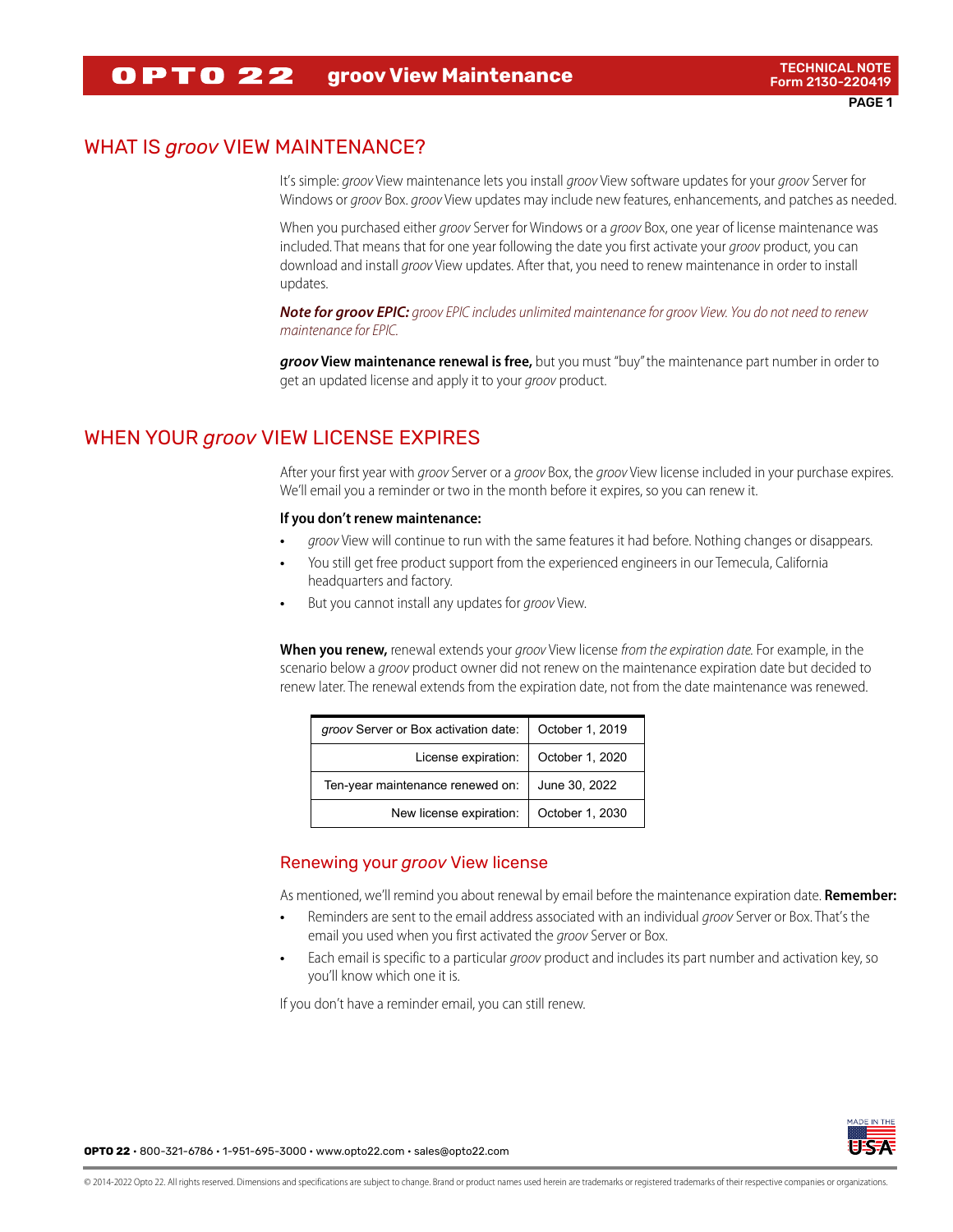# WHAT IS *groov* VIEW MAINTENANCE?

It's simple: *groov* View maintenance lets you install *groov* View software updates for your *groov* Server for Windows or *groov* Box. *groov* View updates may include new features, enhancements, and patches as needed.

When you purchased either *groov* Server for Windows or a *groov* Box, one year of license maintenance was included. That means that for one year following the date you first activate your *groov* product, you can download and install *groov* View updates. After that, you need to renew maintenance in order to install updates.

***Note for groov EPIC:*** *groov EPIC includes unlimited maintenance for groov View. You do not need to renew maintenance for EPIC.*

***groov* View maintenance renewal is free,** but you must "buy" the maintenance part number in order to get an updated license and apply it to your *groov* product.

# WHEN YOUR *groov* VIEW LICENSE EXPIRES

After your first year with *groov* Server or a *groov* Box, the *groov* View license included in your purchase expires. We'll email you a reminder or two in the month before it expires, so you can renew it.

**If you don't renew maintenance:**

- *groov* View will continue to run with the same features it had before. Nothing changes or disappears.
- You still get free product support from the experienced engineers in our Temecula, California headquarters and factory.
- But you cannot install any updates for *groov* View.

**When you renew,** renewal extends your *groov* View license *from the expiration date.* For example, in the scenario below a *groov* product owner did not renew on the maintenance expiration date but decided to renew later. The renewal extends from the expiration date, not from the date maintenance was renewed.

| | |
|---|---|
| *groov* Server or Box activation date: | October 1, 2019 |
| License expiration: | October 1, 2020 |
| Ten-year maintenance renewed on: | June 30, 2022 |
| New license expiration: | October 1, 2030 |

## Renewing your *groov* View license

As mentioned, we'll remind you about renewal by email before the maintenance expiration date. **Remember:**

- Reminders are sent to the email address associated with an individual *groov* Server or Box. That's the email you used when you first activated the *groov* Server or Box.
- Each email is specific to a particular *groov* product and includes its part number and activation key, so you'll know which one it is.

If you don't have a reminder email, you can still renew.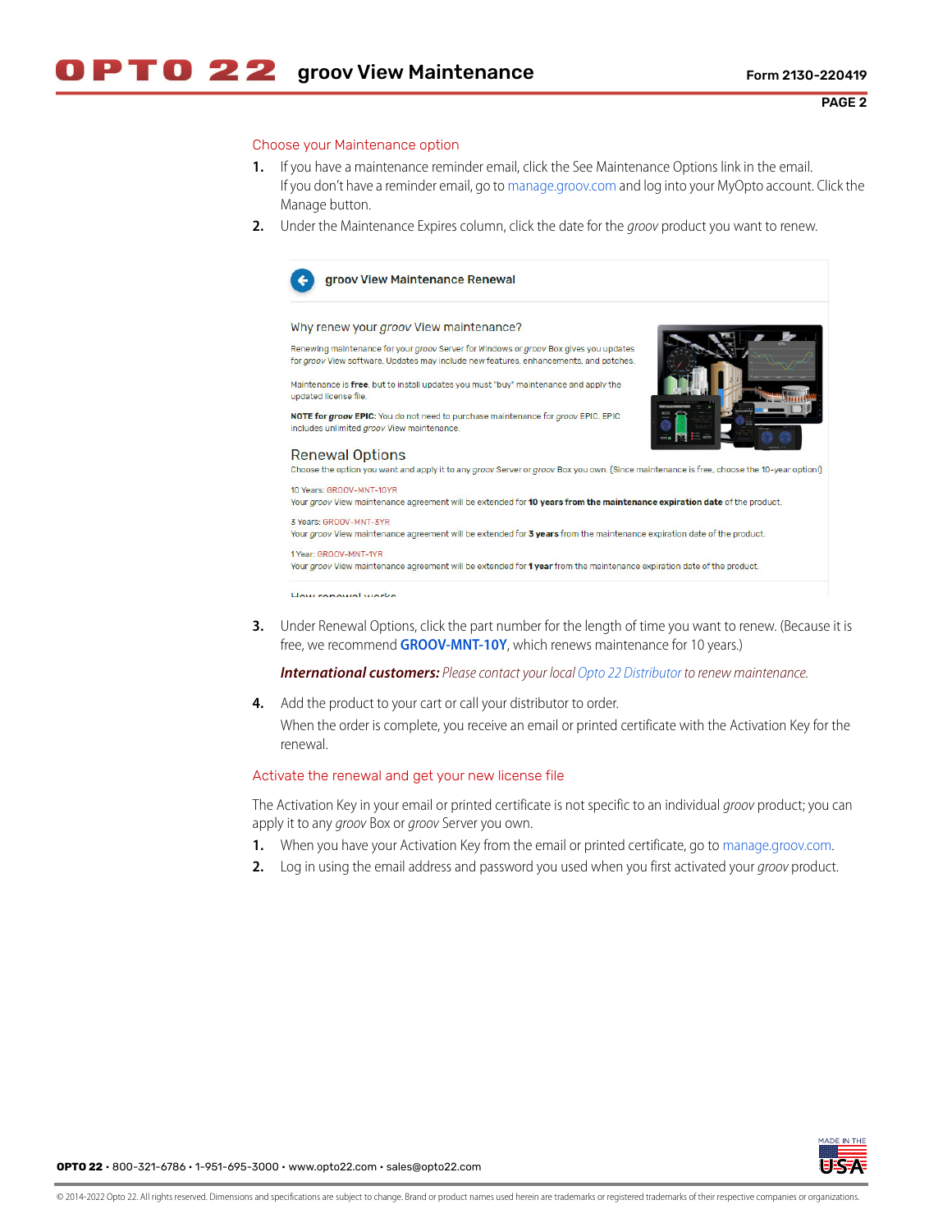## Choose your Maintenance option

1. If you have a maintenance reminder email, click the See Maintenance Options link in the email. If you don't have a reminder email, go to manage.groov.com and log into your MyOpto account. Click the Manage button.
2. Under the Maintenance Expires column, click the date for the *groov* product you want to renew.

**groov View Maintenance Renewal**

Why renew your *groov* View maintenance?

Renewing maintenance for your *groov* Server for Windows or *groov* Box gives you updates for *groov* View software. Updates may include new features, enhancements, and patches.

Maintenance is **free**, but to install updates you must "buy" maintenance and apply the updated license file.

**NOTE for *groov* EPIC:** You do not need to purchase maintenance for *groov* EPIC. EPIC includes unlimited *groov* View maintenance.

Renewal Options

Choose the option you want and apply it to any *groov* Server or *groov* Box you own. (Since maintenance is free, choose the 10-year option!)

10 Years: GROOV-MNT-10YR
Your *groov* View maintenance agreement will be extended for **10 years from the maintenance expiration date** of the product.

3 Years: GROOV-MNT-3YR
Your *groov* View maintenance agreement will be extended for **3 years** from the maintenance expiration date of the product.

1 Year: GROOV-MNT-1YR
Your *groov* View maintenance agreement will be extended for **1 year** from the maintenance expiration date of the product.

3. Under Renewal Options, click the part number for the length of time you want to renew. (Because it is free, we recommend **GROOV-MNT-10Y**, which renews maintenance for 10 years.)

   ***International customers:*** *Please contact your local Opto 22 Distributor to renew maintenance.*

4. Add the product to your cart or call your distributor to order.

   When the order is complete, you receive an email or printed certificate with the Activation Key for the renewal.

## Activate the renewal and get your new license file

The Activation Key in your email or printed certificate is not specific to an individual *groov* product; you can apply it to any *groov* Box or *groov* Server you own.

1. When you have your Activation Key from the email or printed certificate, go to manage.groov.com.
2. Log in using the email address and password you used when you first activated your *groov* product.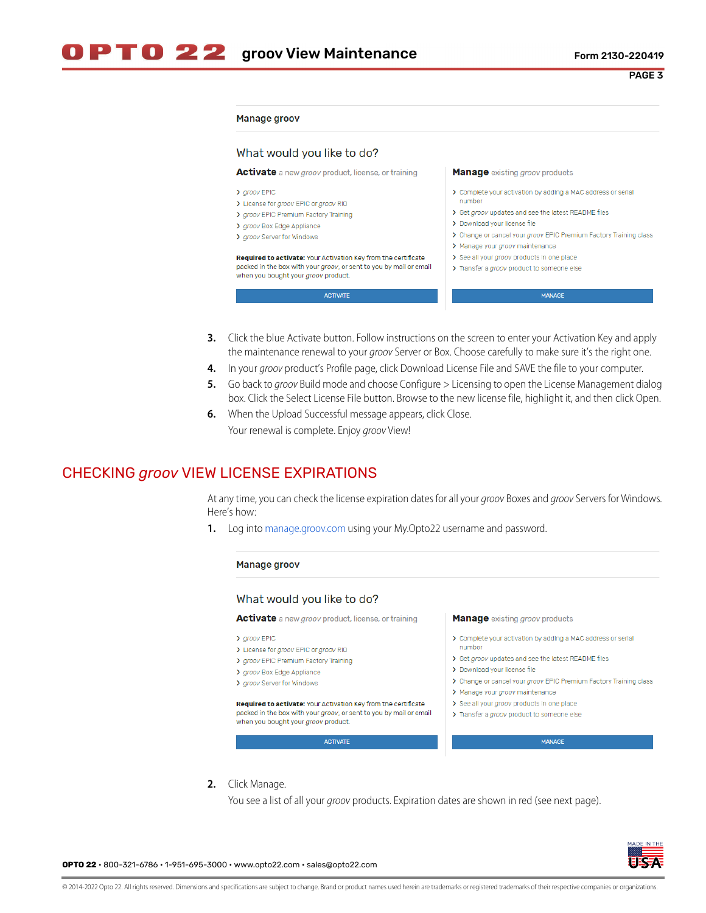Manage groov

What would you like to do?

**Activate** a new *groov* product, license, or training

- *groov* EPIC
- License for *groov* EPIC or *groov* RIO
- *groov* EPIC Premium Factory Training
- *groov* Box Edge Appliance
- *groov* Server for Windows

**Required to activate:** Your Activation Key from the certificate packed in the box with your *groov*, or sent to you by mail or email when you bought your *groov* product.

ACTIVATE

**Manage** existing *groov* products

- Complete your activation by adding a MAC address or serial number
- Get *groov* updates and see the latest README files
- Download your license file
- Change or cancel your *groov* EPIC Premium Factory Training class
- Manage your *groov* maintenance
- See all your *groov* products in one place
- Transfer a *groov* product to someone else

MANAGE

3. Click the blue Activate button. Follow instructions on the screen to enter your Activation Key and apply the maintenance renewal to your *groov* Server or Box. Choose carefully to make sure it's the right one.
4. In your *groov* product's Profile page, click Download License File and SAVE the file to your computer.
5. Go back to *groov* Build mode and choose Configure > Licensing to open the License Management dialog box. Click the Select License File button. Browse to the new license file, highlight it, and then click Open.
6. When the Upload Successful message appears, click Close.

   Your renewal is complete. Enjoy *groov* View!

## CHECKING *groov* VIEW LICENSE EXPIRATIONS

At any time, you can check the license expiration dates for all your *groov* Boxes and *groov* Servers for Windows. Here's how:

1. Log into manage.groov.com using your My.Opto22 username and password.

Manage groov

What would you like to do?

**Activate** a new *groov* product, license, or training

- *groov* EPIC
- License for *groov* EPIC or *groov* RIO
- *groov* EPIC Premium Factory Training
- *groov* Box Edge Appliance
- *groov* Server for Windows

**Required to activate:** Your Activation Key from the certificate packed in the box with your *groov*, or sent to you by mail or email when you bought your *groov* product.

ACTIVATE

**Manage** existing *groov* products

- Complete your activation by adding a MAC address or serial number
- Get *groov* updates and see the latest README files
- Download your license file
- Change or cancel your *groov* EPIC Premium Factory Training class
- Manage your *groov* maintenance
- See all your *groov* products in one place
- Transfer a *groov* product to someone else

MANAGE

2. Click Manage.

   You see a list of all your *groov* products. Expiration dates are shown in red (see next page).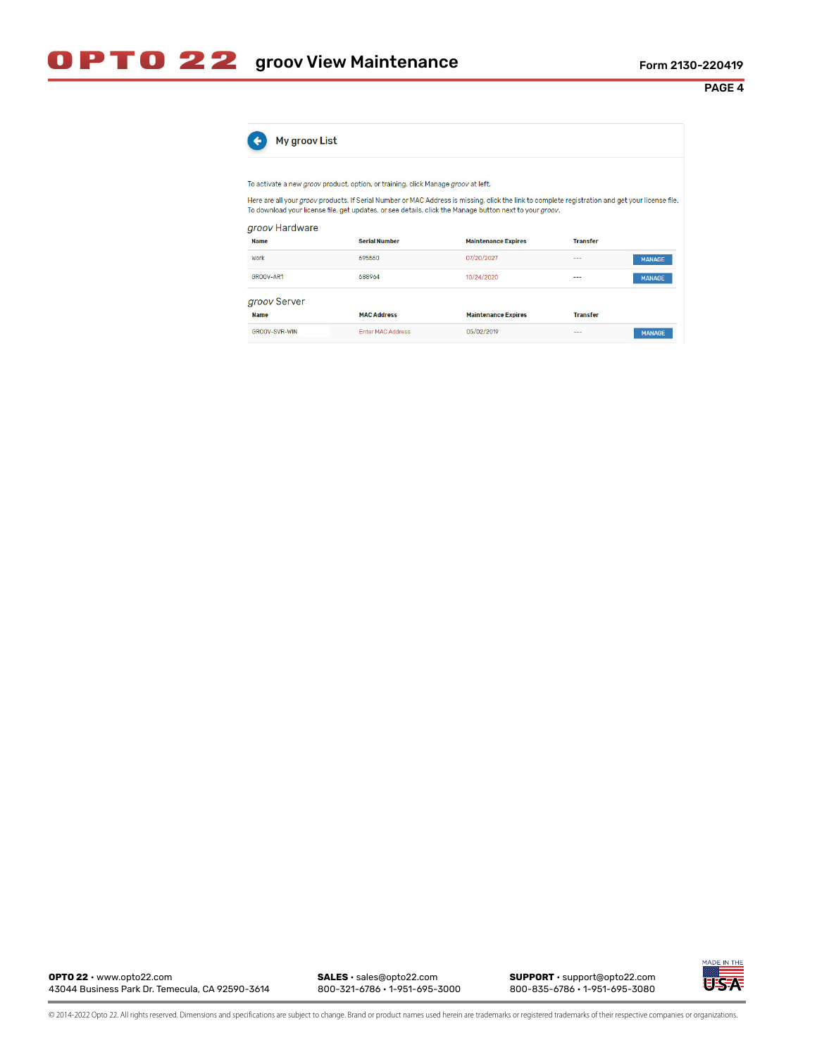## My groov List

To activate a new *groov* product, option, or training, click Manage *groov* at left.

Here are all your *groov* products. If Serial Number or MAC Address is missing, click the link to complete registration and get your license file.
To download your license file, get updates, or see details, click the Manage button next to your *groov*.

### *groov* Hardware

| Name | Serial Number | Maintenance Expires | Transfer | |
|---|---|---|---|---|
| Work | 695550 | 07/20/2027 | --- | MANAGE |
| GROOV-AR1 | 688964 | 10/24/2020 | --- | MANAGE |

### *groov* Server

| Name | MAC Address | Maintenance Expires | Transfer | |
|---|---|---|---|---|
| GROOV-SVR-WIN | Enter MAC Address | 05/02/2019 | --- | MANAGE |

**OPTO 22** • www.opto22.com
43044 Business Park Dr. Temecula, CA 92590-3614

**SALES** • sales@opto22.com
800-321-6786 • 1-951-695-3000

**SUPPORT** • support@opto22.com
800-835-6786 • 1-951-695-3080

© 2014-2022 Opto 22. All rights reserved. Dimensions and specifications are subject to change. Brand or product names used herein are trademarks or registered trademarks of their respective companies or organizations.